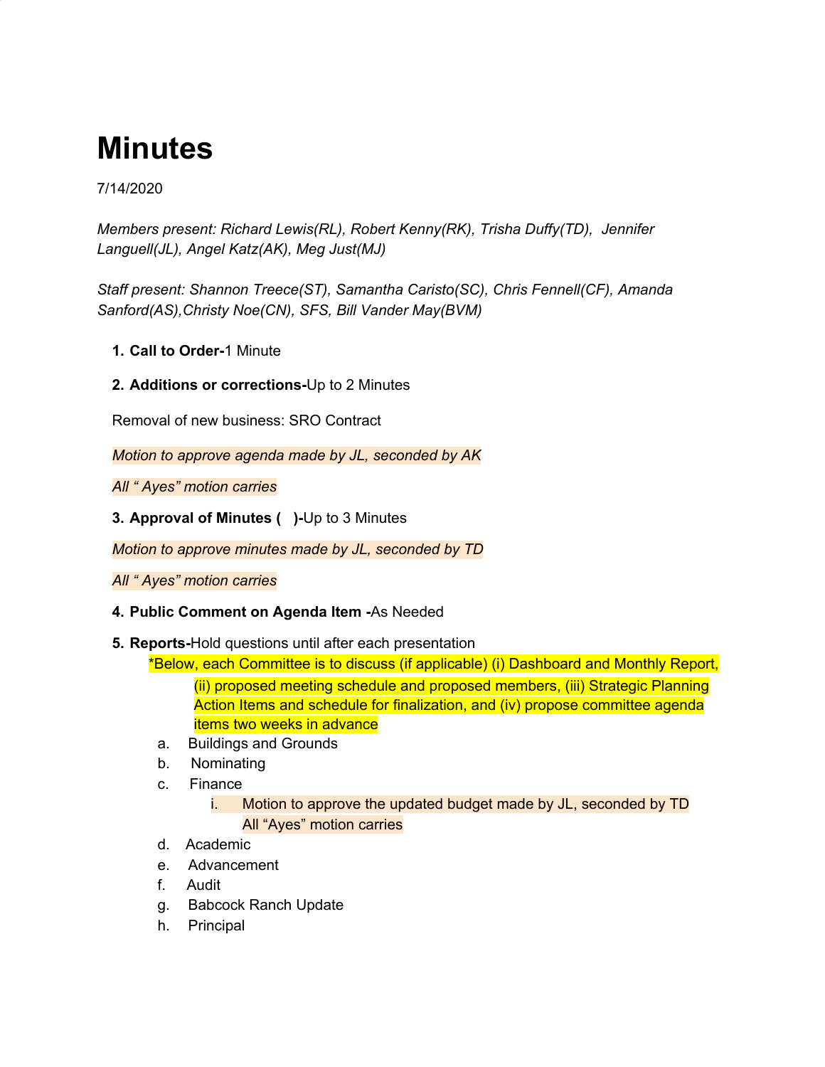# Minutes

7/14/2020

*Members present: Richard Lewis(RL), Robert Kenny(RK), Trisha Duffy(TD), Jennifer Languell(JL), Angel Katz(AK), Meg Just(MJ)*

*Staff present: Shannon Treece(ST), Samantha Caristo(SC), Chris Fennell(CF), Amanda Sanford(AS),Christy Noe(CN), SFS, Bill Vander May(BVM)*

1. **Call to Order-**1 Minute

2. **Additions or corrections-**Up to 2 Minutes

Removal of new business: SRO Contract

*Motion to approve agenda made by JL, seconded by AK*

*All " Ayes" motion carries*

3. **Approval of Minutes ( )-**Up to 3 Minutes

*Motion to approve minutes made by JL, seconded by TD*

*All " Ayes" motion carries*

4. **Public Comment on Agenda Item -**As Needed

5. **Reports-**Hold questions until after each presentation

   *Below, each Committee is to discuss (if applicable) (i) Dashboard and Monthly Report, (ii) proposed meeting schedule and proposed members, (iii) Strategic Planning Action Items and schedule for finalization, and (iv) propose committee agenda items two weeks in advance

   a. Buildings and Grounds
   b. Nominating
   c. Finance
      i. Motion to approve the updated budget made by JL, seconded by TD
         All "Ayes" motion carries
   d. Academic
   e. Advancement
   f. Audit
   g. Babcock Ranch Update
   h. Principal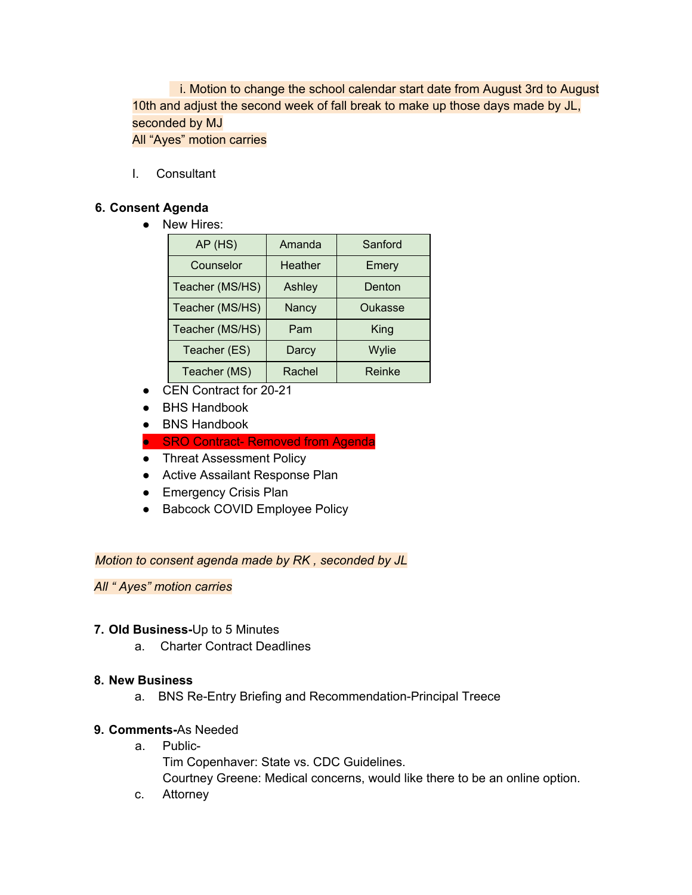i. Motion to change the school calendar start date from August 3rd to August 10th and adjust the second week of fall break to make up those days made by JL, seconded by MJ
All "Ayes" motion carries

I. Consultant

**6. Consent Agenda**

- New Hires:

| | | |
|---|---|---|
| AP (HS) | Amanda | Sanford |
| Counselor | Heather | Emery |
| Teacher (MS/HS) | Ashley | Denton |
| Teacher (MS/HS) | Nancy | Oukasse |
| Teacher (MS/HS) | Pam | King |
| Teacher (ES) | Darcy | Wylie |
| Teacher (MS) | Rachel | Reinke |

- CEN Contract for 20-21
- BHS Handbook
- BNS Handbook
- SRO Contract- Removed from Agenda
- Threat Assessment Policy
- Active Assailant Response Plan
- Emergency Crisis Plan
- Babcock COVID Employee Policy

*Motion to consent agenda made by RK , seconded by JL*

*All " Ayes" motion carries*

**7. Old Business-**Up to 5 Minutes

a. Charter Contract Deadlines

**8. New Business**

a. BNS Re-Entry Briefing and Recommendation-Principal Treece

**9. Comments-**As Needed

a. Public-
Tim Copenhaver: State vs. CDC Guidelines.
Courtney Greene: Medical concerns, would like there to be an online option.

c. Attorney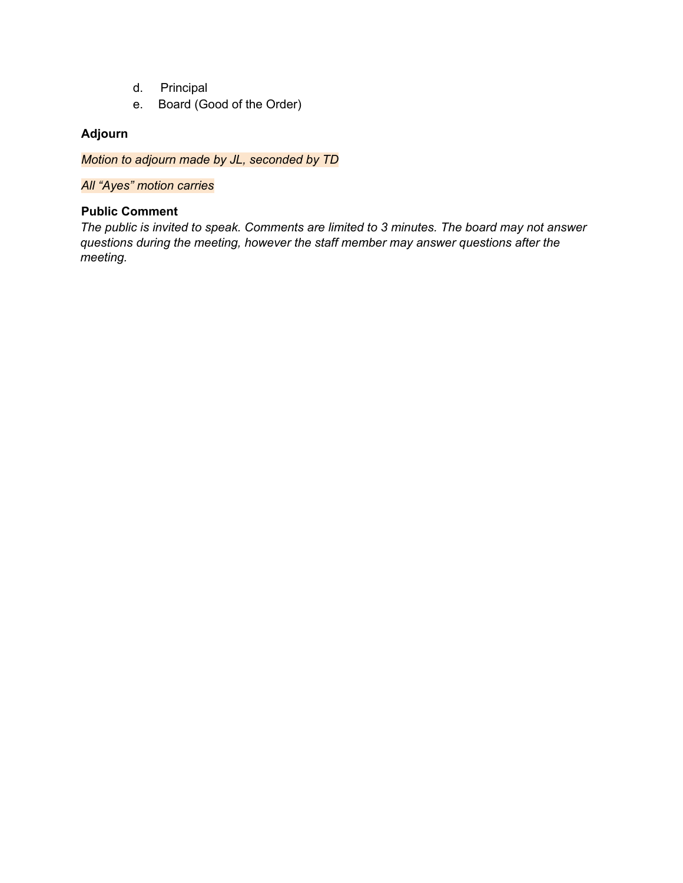d. Principal
e. Board (Good of the Order)

**Adjourn**

*Motion to adjourn made by JL, seconded by TD*

*All "Ayes" motion carries*

**Public Comment**

*The public is invited to speak. Comments are limited to 3 minutes. The board may not answer questions during the meeting, however the staff member may answer questions after the meeting.*